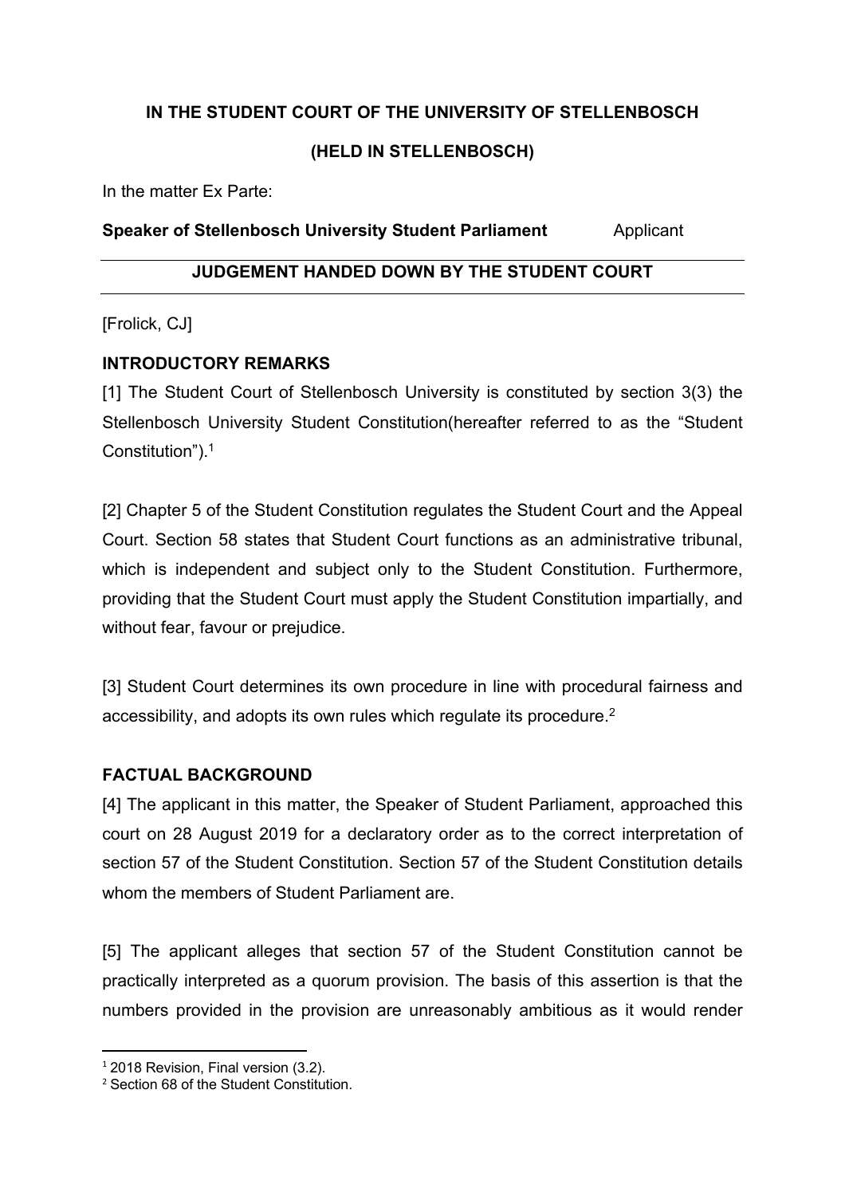**IN THE STUDENT COURT OF THE UNIVERSITY OF STELLENBOSCH**

**(HELD IN STELLENBOSCH)**

In the matter Ex Parte:

**Speaker of Stellenbosch University Student Parliament** Applicant

---

**JUDGEMENT HANDED DOWN BY THE STUDENT COURT**

---

[Frolick, CJ]

**INTRODUCTORY REMARKS**

[1] The Student Court of Stellenbosch University is constituted by section 3(3) the Stellenbosch University Student Constitution(hereafter referred to as the "Student Constitution").[1]

[2] Chapter 5 of the Student Constitution regulates the Student Court and the Appeal Court. Section 58 states that Student Court functions as an administrative tribunal, which is independent and subject only to the Student Constitution. Furthermore, providing that the Student Court must apply the Student Constitution impartially, and without fear, favour or prejudice.

[3] Student Court determines its own procedure in line with procedural fairness and accessibility, and adopts its own rules which regulate its procedure.[2]

**FACTUAL BACKGROUND**

[4] The applicant in this matter, the Speaker of Student Parliament, approached this court on 28 August 2019 for a declaratory order as to the correct interpretation of section 57 of the Student Constitution. Section 57 of the Student Constitution details whom the members of Student Parliament are.

[5] The applicant alleges that section 57 of the Student Constitution cannot be practically interpreted as a quorum provision. The basis of this assertion is that the numbers provided in the provision are unreasonably ambitious as it would render

---

[1] 2018 Revision, Final version (3.2).

[2] Section 68 of the Student Constitution.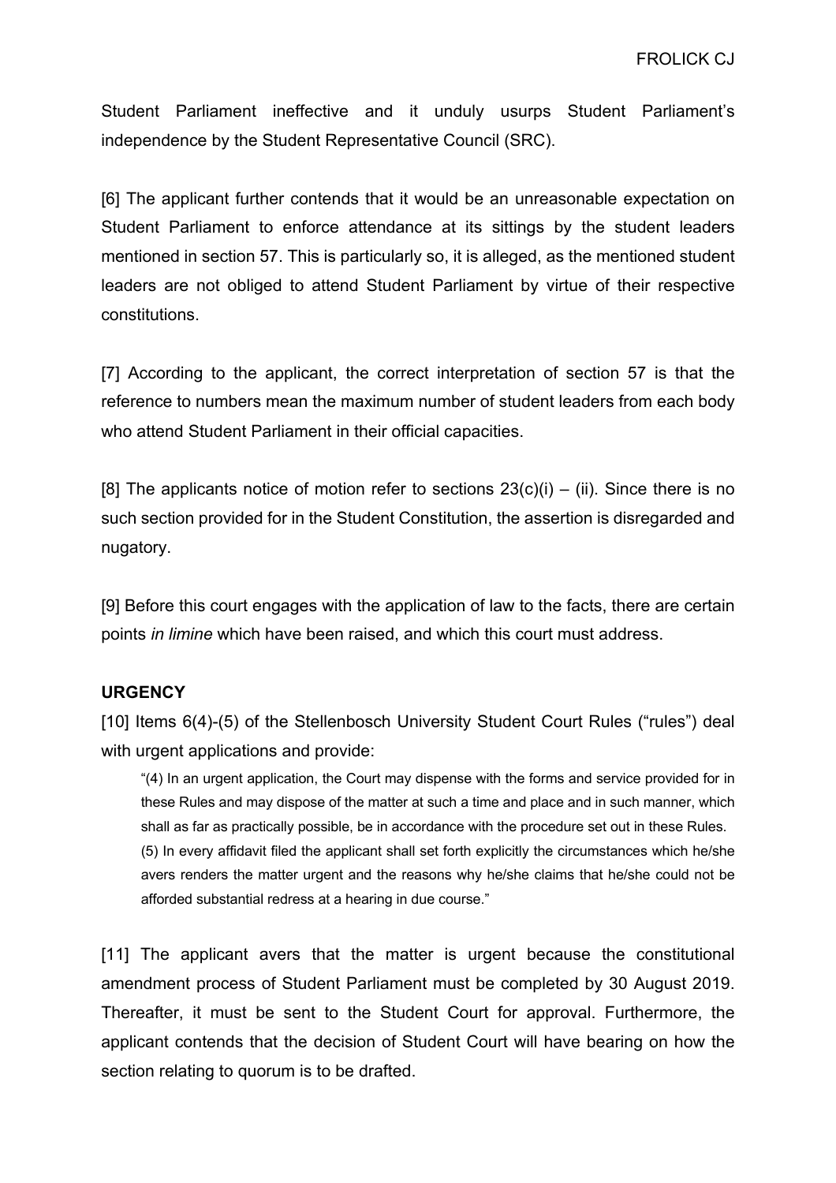Student Parliament ineffective and it unduly usurps Student Parliament's independence by the Student Representative Council (SRC).

[6] The applicant further contends that it would be an unreasonable expectation on Student Parliament to enforce attendance at its sittings by the student leaders mentioned in section 57. This is particularly so, it is alleged, as the mentioned student leaders are not obliged to attend Student Parliament by virtue of their respective constitutions.

[7] According to the applicant, the correct interpretation of section 57 is that the reference to numbers mean the maximum number of student leaders from each body who attend Student Parliament in their official capacities.

[8] The applicants notice of motion refer to sections 23(c)(i) – (ii). Since there is no such section provided for in the Student Constitution, the assertion is disregarded and nugatory.

[9] Before this court engages with the application of law to the facts, there are certain points *in limine* which have been raised, and which this court must address.

**URGENCY**

[10] Items 6(4)-(5) of the Stellenbosch University Student Court Rules ("rules") deal with urgent applications and provide:

> "(4) In an urgent application, the Court may dispense with the forms and service provided for in these Rules and may dispose of the matter at such a time and place and in such manner, which shall as far as practically possible, be in accordance with the procedure set out in these Rules.
> (5) In every affidavit filed the applicant shall set forth explicitly the circumstances which he/she avers renders the matter urgent and the reasons why he/she claims that he/she could not be afforded substantial redress at a hearing in due course."

[11] The applicant avers that the matter is urgent because the constitutional amendment process of Student Parliament must be completed by 30 August 2019. Thereafter, it must be sent to the Student Court for approval. Furthermore, the applicant contends that the decision of Student Court will have bearing on how the section relating to quorum is to be drafted.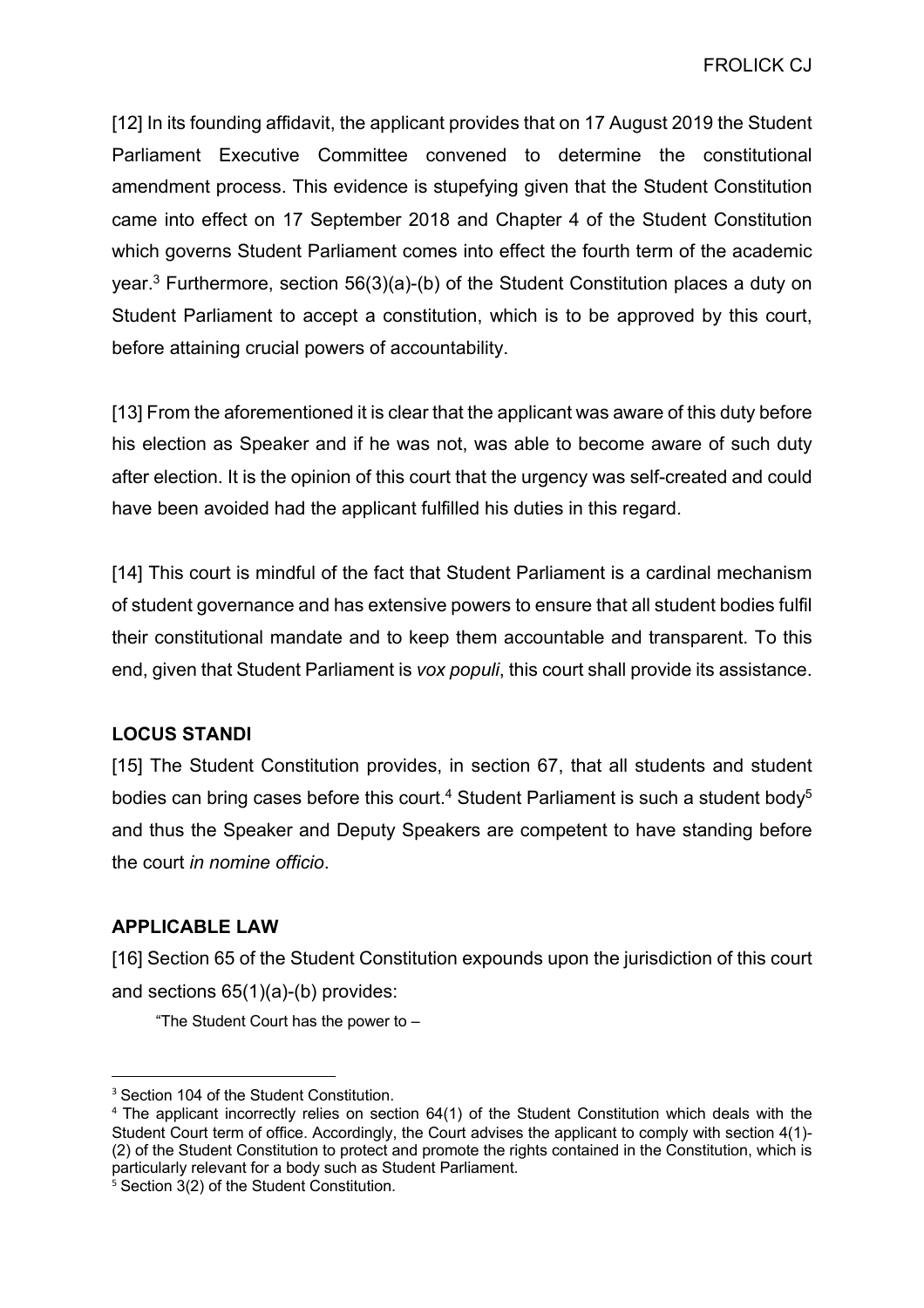[12] In its founding affidavit, the applicant provides that on 17 August 2019 the Student Parliament Executive Committee convened to determine the constitutional amendment process. This evidence is stupefying given that the Student Constitution came into effect on 17 September 2018 and Chapter 4 of the Student Constitution which governs Student Parliament comes into effect the fourth term of the academic year.[3] Furthermore, section 56(3)(a)-(b) of the Student Constitution places a duty on Student Parliament to accept a constitution, which is to be approved by this court, before attaining crucial powers of accountability.

[13] From the aforementioned it is clear that the applicant was aware of this duty before his election as Speaker and if he was not, was able to become aware of such duty after election. It is the opinion of this court that the urgency was self-created and could have been avoided had the applicant fulfilled his duties in this regard.

[14] This court is mindful of the fact that Student Parliament is a cardinal mechanism of student governance and has extensive powers to ensure that all student bodies fulfil their constitutional mandate and to keep them accountable and transparent. To this end, given that Student Parliament is *vox populi*, this court shall provide its assistance.

## LOCUS STANDI

[15] The Student Constitution provides, in section 67, that all students and student bodies can bring cases before this court.[4] Student Parliament is such a student body[5] and thus the Speaker and Deputy Speakers are competent to have standing before the court *in nomine officio*.

## APPLICABLE LAW

[16] Section 65 of the Student Constitution expounds upon the jurisdiction of this court and sections 65(1)(a)-(b) provides:

> "The Student Court has the power to –

---

[3] Section 104 of the Student Constitution.

[4] The applicant incorrectly relies on section 64(1) of the Student Constitution which deals with the Student Court term of office. Accordingly, the Court advises the applicant to comply with section 4(1)-(2) of the Student Constitution to protect and promote the rights contained in the Constitution, which is particularly relevant for a body such as Student Parliament.

[5] Section 3(2) of the Student Constitution.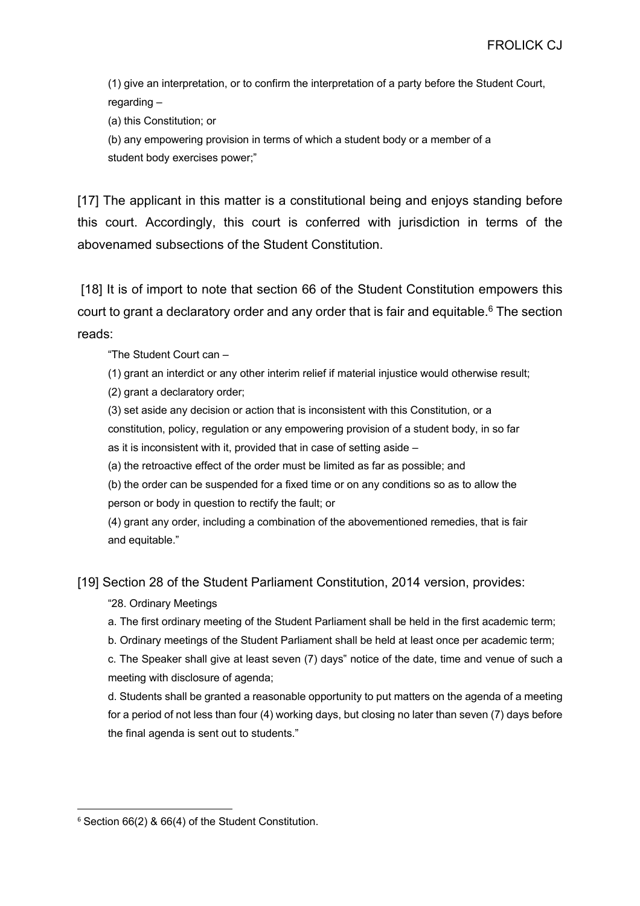(1) give an interpretation, or to confirm the interpretation of a party before the Student Court, regarding –

(a) this Constitution; or

(b) any empowering provision in terms of which a student body or a member of a student body exercises power;"

[17] The applicant in this matter is a constitutional being and enjoys standing before this court. Accordingly, this court is conferred with jurisdiction in terms of the abovenamed subsections of the Student Constitution.

[18] It is of import to note that section 66 of the Student Constitution empowers this court to grant a declaratory order and any order that is fair and equitable.[6] The section reads:

> "The Student Court can –
>
> (1) grant an interdict or any other interim relief if material injustice would otherwise result;
>
> (2) grant a declaratory order;
>
> (3) set aside any decision or action that is inconsistent with this Constitution, or a constitution, policy, regulation or any empowering provision of a student body, in so far as it is inconsistent with it, provided that in case of setting aside –
>
> (a) the retroactive effect of the order must be limited as far as possible; and
>
> (b) the order can be suspended for a fixed time or on any conditions so as to allow the person or body in question to rectify the fault; or
>
> (4) grant any order, including a combination of the abovementioned remedies, that is fair and equitable."

[19] Section 28 of the Student Parliament Constitution, 2014 version, provides:

> "28. Ordinary Meetings
>
> a. The first ordinary meeting of the Student Parliament shall be held in the first academic term;
>
> b. Ordinary meetings of the Student Parliament shall be held at least once per academic term;
>
> c. The Speaker shall give at least seven (7) days" notice of the date, time and venue of such a meeting with disclosure of agenda;
>
> d. Students shall be granted a reasonable opportunity to put matters on the agenda of a meeting for a period of not less than four (4) working days, but closing no later than seven (7) days before the final agenda is sent out to students."

---

[6] Section 66(2) & 66(4) of the Student Constitution.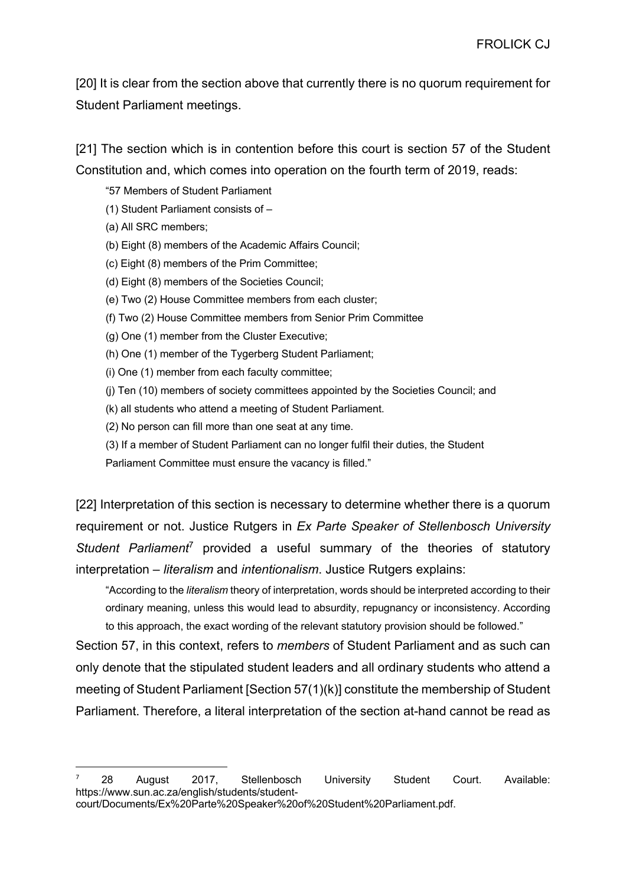[20] It is clear from the section above that currently there is no quorum requirement for Student Parliament meetings.

[21] The section which is in contention before this court is section 57 of the Student Constitution and, which comes into operation on the fourth term of 2019, reads:

> "57 Members of Student Parliament
>
> (1) Student Parliament consists of –
>
> (a) All SRC members;
>
> (b) Eight (8) members of the Academic Affairs Council;
>
> (c) Eight (8) members of the Prim Committee;
>
> (d) Eight (8) members of the Societies Council;
>
> (e) Two (2) House Committee members from each cluster;
>
> (f) Two (2) House Committee members from Senior Prim Committee
>
> (g) One (1) member from the Cluster Executive;
>
> (h) One (1) member of the Tygerberg Student Parliament;
>
> (i) One (1) member from each faculty committee;
>
> (j) Ten (10) members of society committees appointed by the Societies Council; and
>
> (k) all students who attend a meeting of Student Parliament.
>
> (2) No person can fill more than one seat at any time.
>
> (3) If a member of Student Parliament can no longer fulfil their duties, the Student Parliament Committee must ensure the vacancy is filled."

[22] Interpretation of this section is necessary to determine whether there is a quorum requirement or not. Justice Rutgers in *Ex Parte Speaker of Stellenbosch University Student Parliament*[7] provided a useful summary of the theories of statutory interpretation – *literalism* and *intentionalism*. Justice Rutgers explains:

> "According to the *literalism* theory of interpretation, words should be interpreted according to their ordinary meaning, unless this would lead to absurdity, repugnancy or inconsistency. According to this approach, the exact wording of the relevant statutory provision should be followed."

Section 57, in this context, refers to *members* of Student Parliament and as such can only denote that the stipulated student leaders and all ordinary students who attend a meeting of Student Parliament [Section 57(1)(k)] constitute the membership of Student Parliament. Therefore, a literal interpretation of the section at-hand cannot be read as

---

[7] 28 August 2017, Stellenbosch University Student Court. Available: https://www.sun.ac.za/english/students/student-court/Documents/Ex%20Parte%20Speaker%20of%20Student%20Parliament.pdf.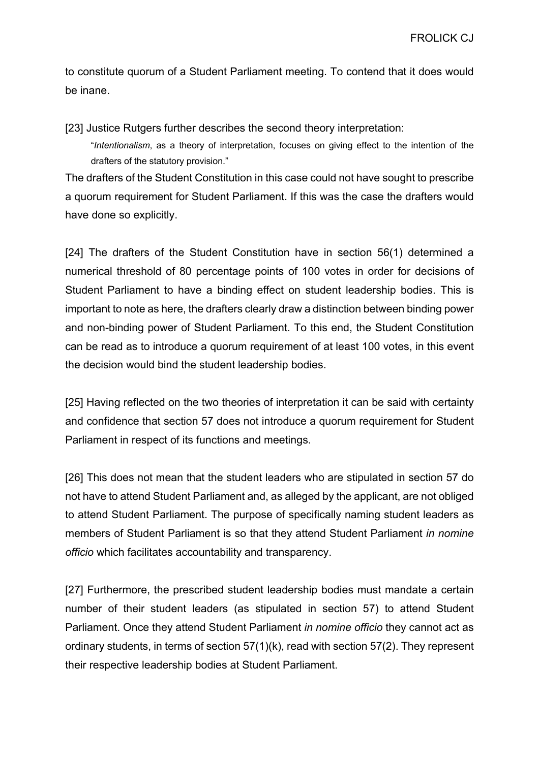to constitute quorum of a Student Parliament meeting. To contend that it does would be inane.

[23] Justice Rutgers further describes the second theory interpretation:

> "*Intentionalism*, as a theory of interpretation, focuses on giving effect to the intention of the drafters of the statutory provision."

The drafters of the Student Constitution in this case could not have sought to prescribe a quorum requirement for Student Parliament. If this was the case the drafters would have done so explicitly.

[24] The drafters of the Student Constitution have in section 56(1) determined a numerical threshold of 80 percentage points of 100 votes in order for decisions of Student Parliament to have a binding effect on student leadership bodies. This is important to note as here, the drafters clearly draw a distinction between binding power and non-binding power of Student Parliament. To this end, the Student Constitution can be read as to introduce a quorum requirement of at least 100 votes, in this event the decision would bind the student leadership bodies.

[25] Having reflected on the two theories of interpretation it can be said with certainty and confidence that section 57 does not introduce a quorum requirement for Student Parliament in respect of its functions and meetings.

[26] This does not mean that the student leaders who are stipulated in section 57 do not have to attend Student Parliament and, as alleged by the applicant, are not obliged to attend Student Parliament. The purpose of specifically naming student leaders as members of Student Parliament is so that they attend Student Parliament *in nomine officio* which facilitates accountability and transparency.

[27] Furthermore, the prescribed student leadership bodies must mandate a certain number of their student leaders (as stipulated in section 57) to attend Student Parliament. Once they attend Student Parliament *in nomine officio* they cannot act as ordinary students, in terms of section 57(1)(k), read with section 57(2). They represent their respective leadership bodies at Student Parliament.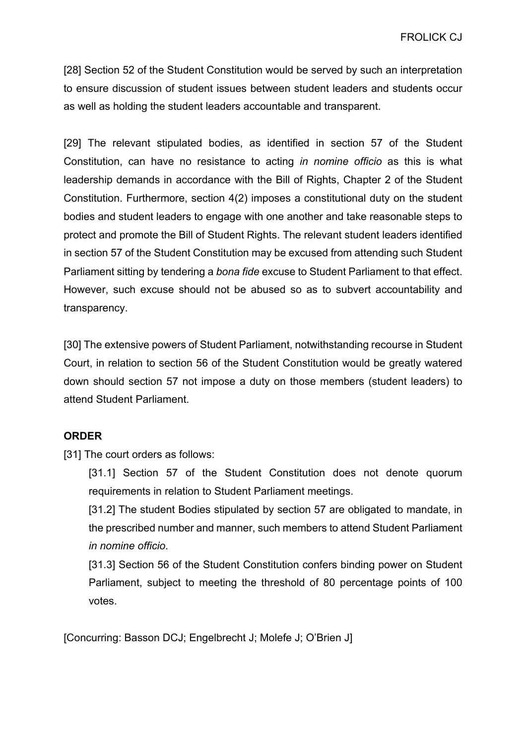[28] Section 52 of the Student Constitution would be served by such an interpretation to ensure discussion of student issues between student leaders and students occur as well as holding the student leaders accountable and transparent.

[29] The relevant stipulated bodies, as identified in section 57 of the Student Constitution, can have no resistance to acting *in nomine officio* as this is what leadership demands in accordance with the Bill of Rights, Chapter 2 of the Student Constitution. Furthermore, section 4(2) imposes a constitutional duty on the student bodies and student leaders to engage with one another and take reasonable steps to protect and promote the Bill of Student Rights. The relevant student leaders identified in section 57 of the Student Constitution may be excused from attending such Student Parliament sitting by tendering a *bona fide* excuse to Student Parliament to that effect. However, such excuse should not be abused so as to subvert accountability and transparency.

[30] The extensive powers of Student Parliament, notwithstanding recourse in Student Court, in relation to section 56 of the Student Constitution would be greatly watered down should section 57 not impose a duty on those members (student leaders) to attend Student Parliament.

**ORDER**

[31] The court orders as follows:

> [31.1] Section 57 of the Student Constitution does not denote quorum requirements in relation to Student Parliament meetings.
>
> [31.2] The student Bodies stipulated by section 57 are obligated to mandate, in the prescribed number and manner, such members to attend Student Parliament *in nomine officio*.
>
> [31.3] Section 56 of the Student Constitution confers binding power on Student Parliament, subject to meeting the threshold of 80 percentage points of 100 votes.

[Concurring: Basson DCJ; Engelbrecht J; Molefe J; O'Brien J]